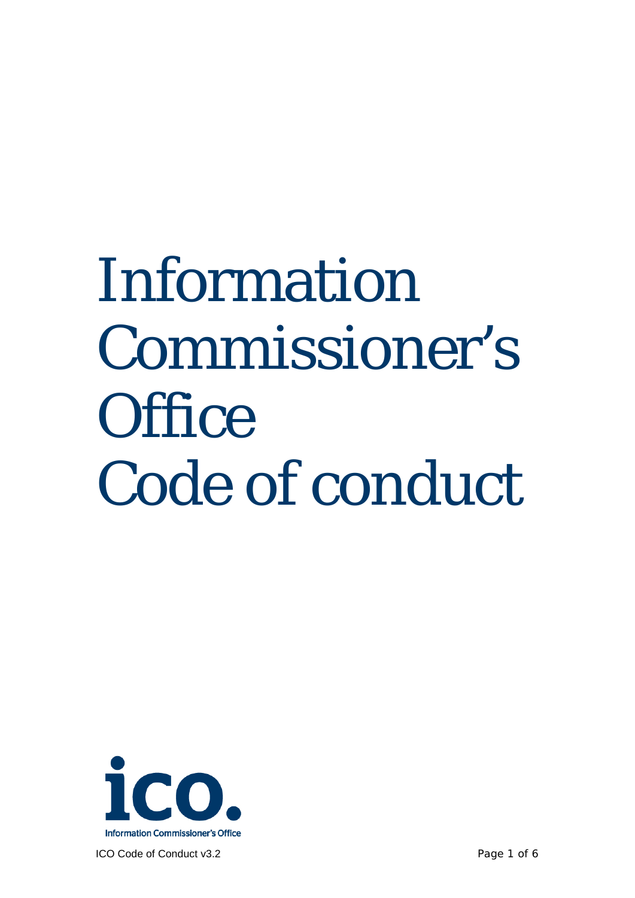# Information Commissioner's Office Code of conduct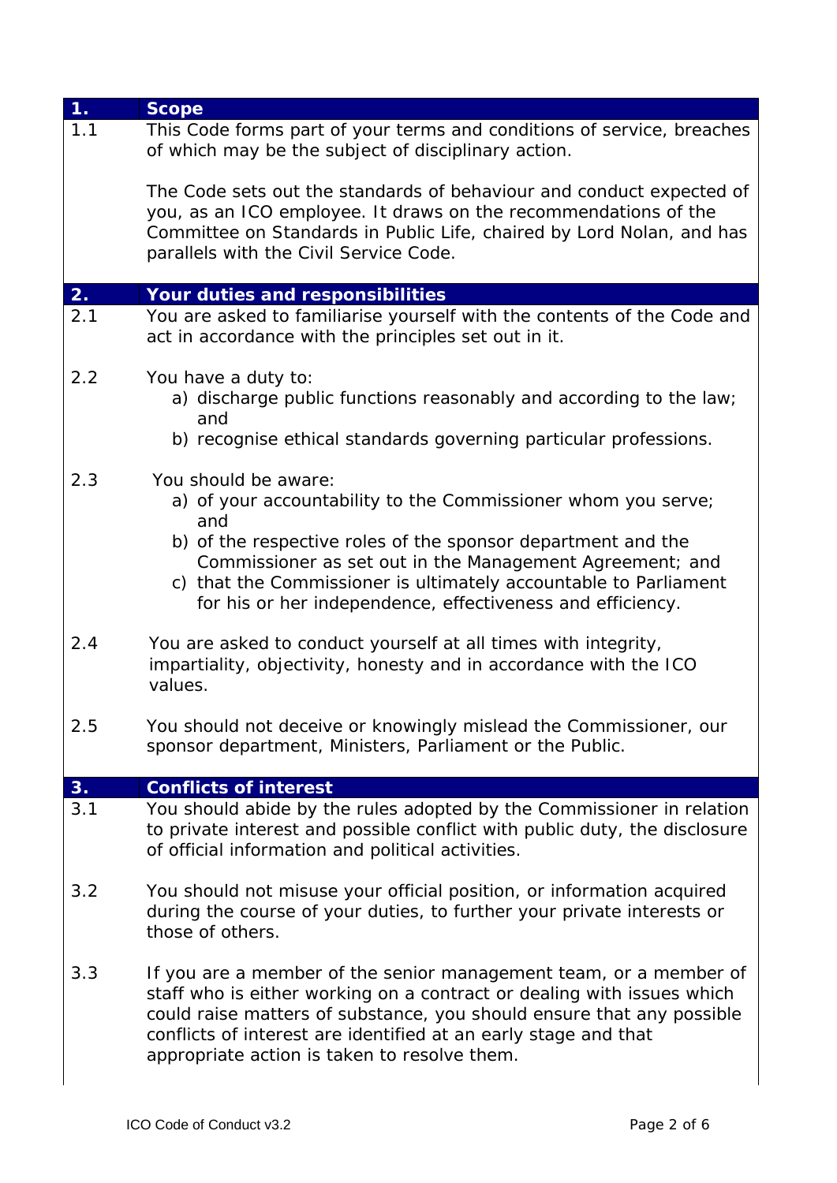## 1. Scope

1.1 This Code forms part of your terms and conditions of service, breaches of which may be the subject of disciplinary action.

The Code sets out the standards of behaviour and conduct expected of you, as an ICO employee. It draws on the recommendations of the Committee on Standards in Public Life, chaired by Lord Nolan, and has parallels with the Civil Service Code.

## 2. Your duties and responsibilities

2.1 You are asked to familiarise yourself with the contents of the Code and act in accordance with the principles set out in it.

2.2 You have a duty to:

a) discharge public functions reasonably and according to the law; and
b) recognise ethical standards governing particular professions.

2.3 You should be aware:

a) of your accountability to the Commissioner whom you serve; and
b) of the respective roles of the sponsor department and the Commissioner as set out in the Management Agreement; and
c) that the Commissioner is ultimately accountable to Parliament for his or her independence, effectiveness and efficiency.

2.4 You are asked to conduct yourself at all times with integrity, impartiality, objectivity, honesty and in accordance with the ICO values.

2.5 You should not deceive or knowingly mislead the Commissioner, our sponsor department, Ministers, Parliament or the Public.

## 3. Conflicts of interest

3.1 You should abide by the rules adopted by the Commissioner in relation to private interest and possible conflict with public duty, the disclosure of official information and political activities.

3.2 You should not misuse your official position, or information acquired during the course of your duties, to further your private interests or those of others.

3.3 If you are a member of the senior management team, or a member of staff who is either working on a contract or dealing with issues which could raise matters of substance, you should ensure that any possible conflicts of interest are identified at an early stage and that appropriate action is taken to resolve them.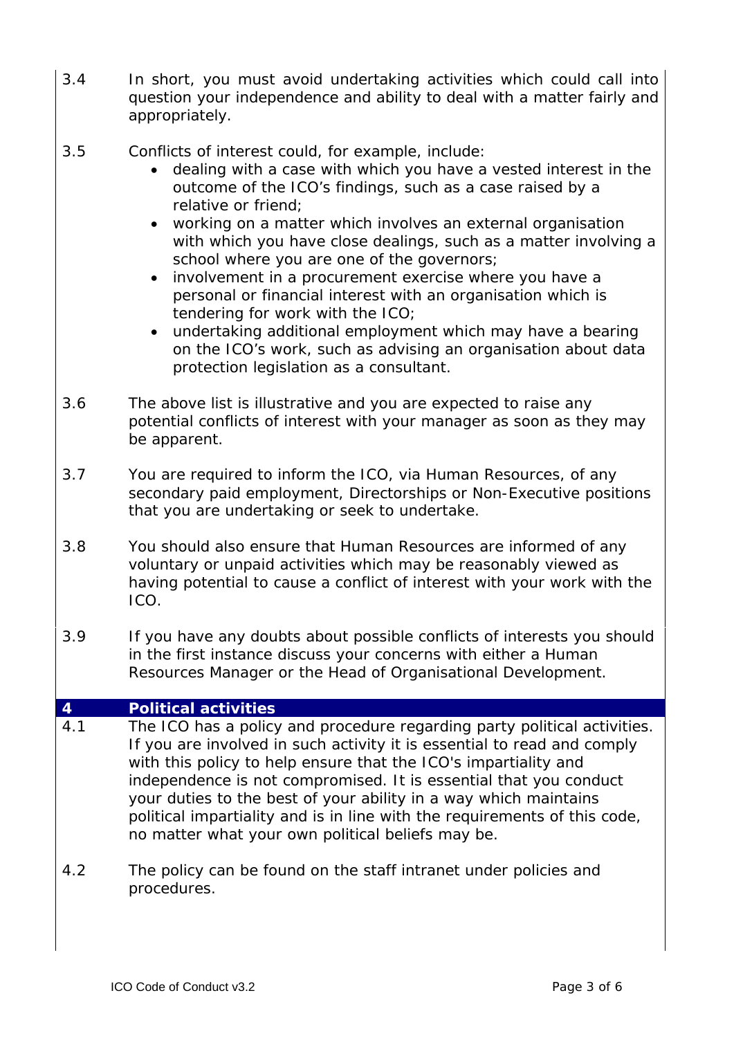3.4 In short, you must avoid undertaking activities which could call into question your independence and ability to deal with a matter fairly and appropriately.

3.5 Conflicts of interest could, for example, include:

- dealing with a case with which you have a vested interest in the outcome of the ICO's findings, such as a case raised by a relative or friend;
- working on a matter which involves an external organisation with which you have close dealings, such as a matter involving a school where you are one of the governors;
- involvement in a procurement exercise where you have a personal or financial interest with an organisation which is tendering for work with the ICO;
- undertaking additional employment which may have a bearing on the ICO's work, such as advising an organisation about data protection legislation as a consultant.

3.6 The above list is illustrative and you are expected to raise any potential conflicts of interest with your manager as soon as they may be apparent.

3.7 You are required to inform the ICO, via Human Resources, of any secondary paid employment, Directorships or Non-Executive positions that you are undertaking or seek to undertake.

3.8 You should also ensure that Human Resources are informed of any voluntary or unpaid activities which may be reasonably viewed as having potential to cause a conflict of interest with your work with the ICO.

3.9 If you have any doubts about possible conflicts of interests you should in the first instance discuss your concerns with either a Human Resources Manager or the Head of Organisational Development.

## 4 Political activities

4.1 The ICO has a policy and procedure regarding party political activities. If you are involved in such activity it is essential to read and comply with this policy to help ensure that the ICO's impartiality and independence is not compromised. It is essential that you conduct your duties to the best of your ability in a way which maintains political impartiality and is in line with the requirements of this code, no matter what your own political beliefs may be.

4.2 The policy can be found on the staff intranet under policies and procedures.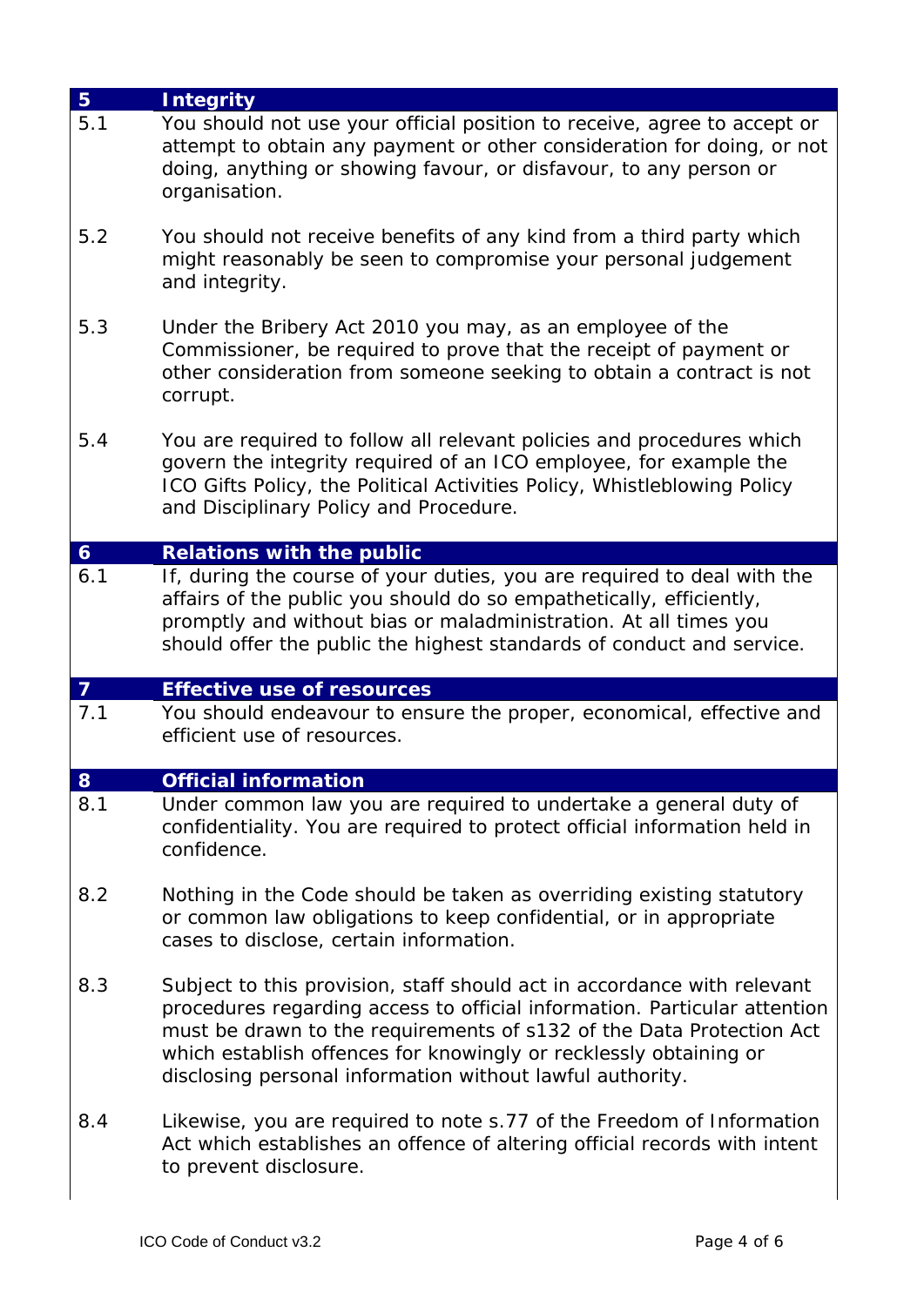## 5 Integrity

5.1 You should not use your official position to receive, agree to accept or attempt to obtain any payment or other consideration for doing, or not doing, anything or showing favour, or disfavour, to any person or organisation.

5.2 You should not receive benefits of any kind from a third party which might reasonably be seen to compromise your personal judgement and integrity.

5.3 Under the Bribery Act 2010 you may, as an employee of the Commissioner, be required to prove that the receipt of payment or other consideration from someone seeking to obtain a contract is not corrupt.

5.4 You are required to follow all relevant policies and procedures which govern the integrity required of an ICO employee, for example the ICO Gifts Policy, the Political Activities Policy, Whistleblowing Policy and Disciplinary Policy and Procedure.

## 6 Relations with the public

6.1 If, during the course of your duties, you are required to deal with the affairs of the public you should do so empathetically, efficiently, promptly and without bias or maladministration. At all times you should offer the public the highest standards of conduct and service.

## 7 Effective use of resources

7.1 You should endeavour to ensure the proper, economical, effective and efficient use of resources.

## 8 Official information

8.1 Under common law you are required to undertake a general duty of confidentiality. You are required to protect official information held in confidence.

8.2 Nothing in the Code should be taken as overriding existing statutory or common law obligations to keep confidential, or in appropriate cases to disclose, certain information.

8.3 Subject to this provision, staff should act in accordance with relevant procedures regarding access to official information. Particular attention must be drawn to the requirements of s132 of the Data Protection Act which establish offences for knowingly or recklessly obtaining or disclosing personal information without lawful authority.

8.4 Likewise, you are required to note s.77 of the Freedom of Information Act which establishes an offence of altering official records with intent to prevent disclosure.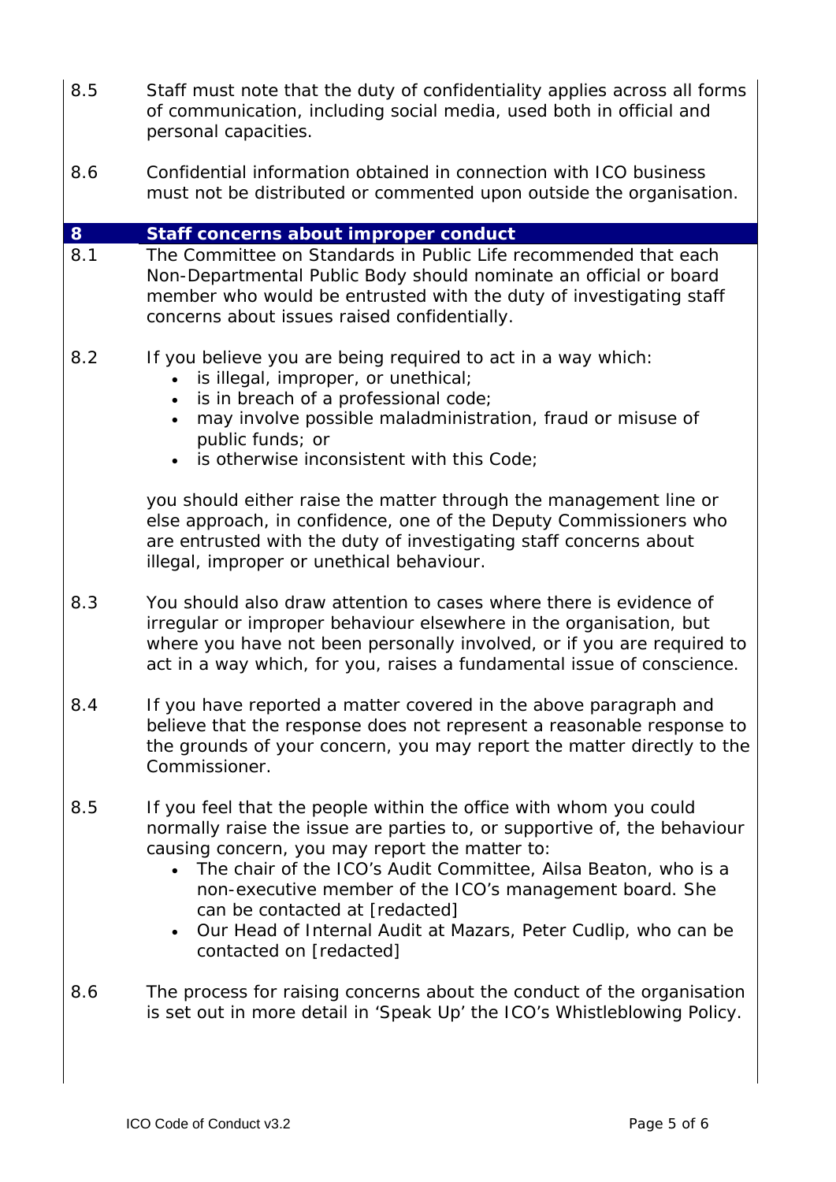8.5 Staff must note that the duty of confidentiality applies across all forms of communication, including social media, used both in official and personal capacities.

8.6 Confidential information obtained in connection with ICO business must not be distributed or commented upon outside the organisation.

## 8 Staff concerns about improper conduct

8.1 The Committee on Standards in Public Life recommended that each Non-Departmental Public Body should nominate an official or board member who would be entrusted with the duty of investigating staff concerns about issues raised confidentially.

8.2 If you believe you are being required to act in a way which:

- is illegal, improper, or unethical;
- is in breach of a professional code;
- may involve possible maladministration, fraud or misuse of public funds; or
- is otherwise inconsistent with this Code;

you should either raise the matter through the management line or else approach, in confidence, one of the Deputy Commissioners who are entrusted with the duty of investigating staff concerns about illegal, improper or unethical behaviour.

8.3 You should also draw attention to cases where there is evidence of irregular or improper behaviour elsewhere in the organisation, but where you have not been personally involved, or if you are required to act in a way which, for you, raises a fundamental issue of conscience.

8.4 If you have reported a matter covered in the above paragraph and believe that the response does not represent a reasonable response to the grounds of your concern, you may report the matter directly to the Commissioner.

8.5 If you feel that the people within the office with whom you could normally raise the issue are parties to, or supportive of, the behaviour causing concern, you may report the matter to:

- The chair of the ICO's Audit Committee, Ailsa Beaton, who is a non-executive member of the ICO's management board. She can be contacted at [redacted]
- Our Head of Internal Audit at Mazars, Peter Cudlip, who can be contacted on [redacted]

8.6 The process for raising concerns about the conduct of the organisation is set out in more detail in 'Speak Up' the ICO's Whistleblowing Policy.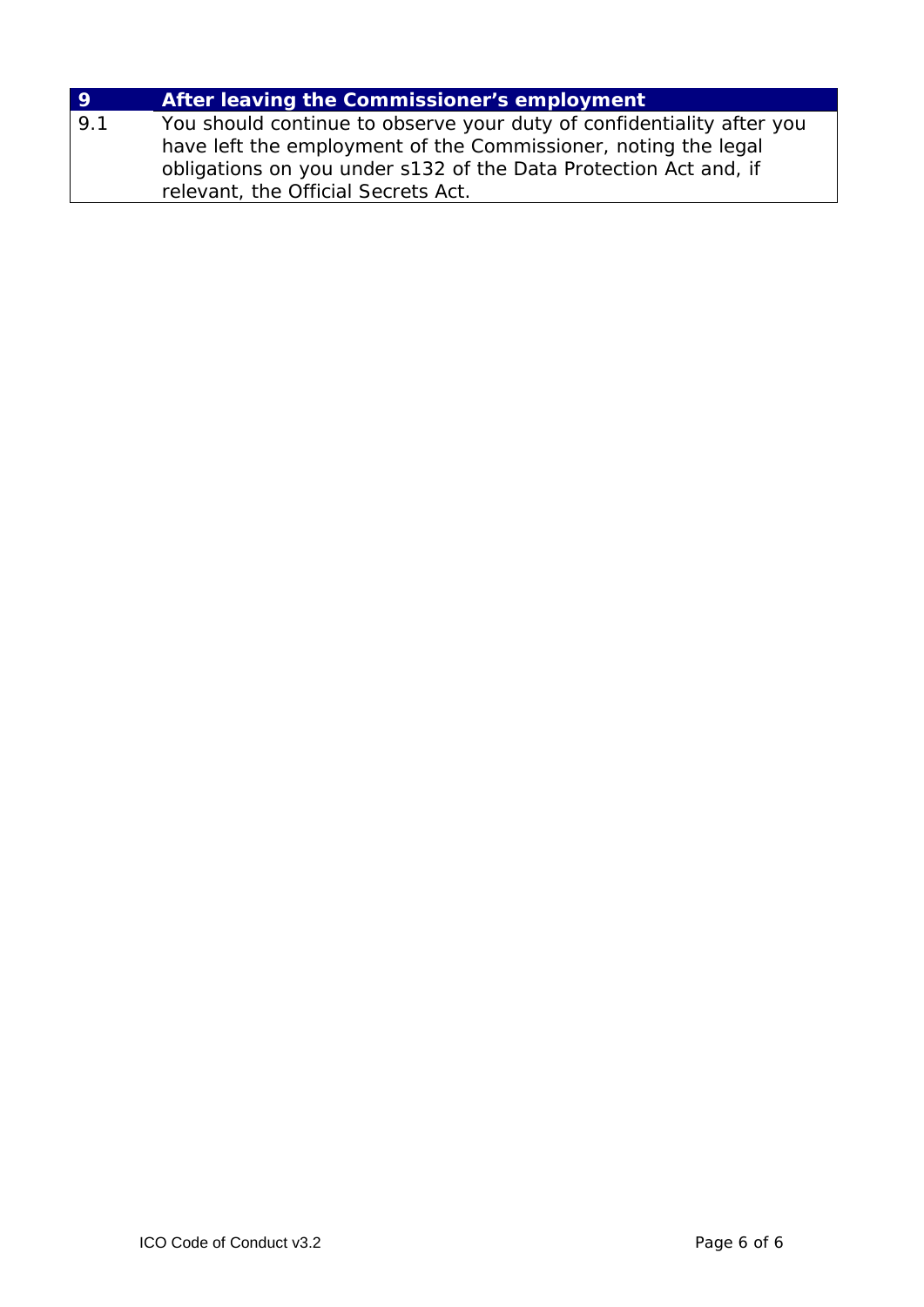| 9 | After leaving the Commissioner's employment |
| --- | --- |
| 9.1 | You should continue to observe your duty of confidentiality after you have left the employment of the Commissioner, noting the legal obligations on you under s132 of the Data Protection Act and, if relevant, the Official Secrets Act. |